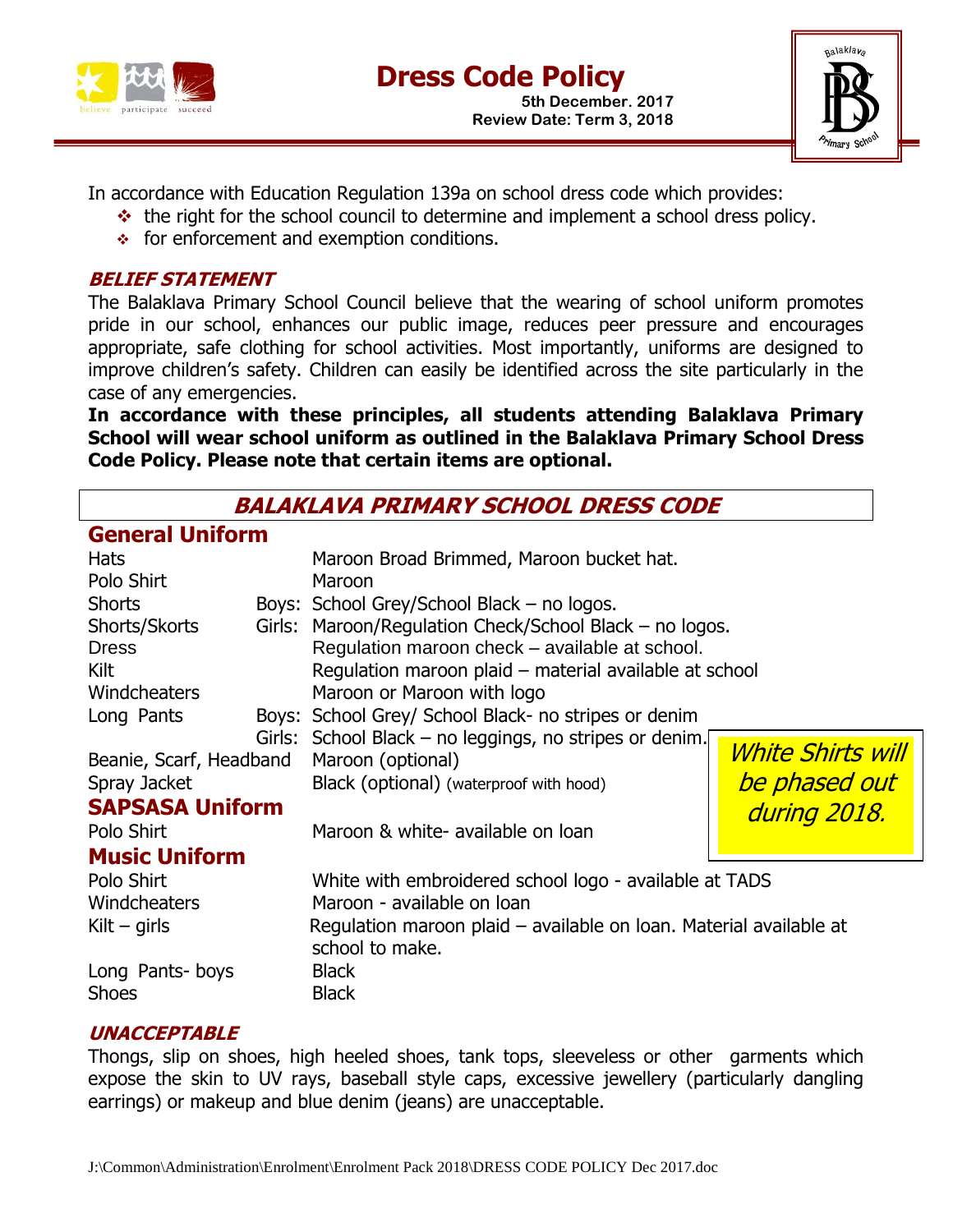# Dress Code Policy

**5th December. 2017**
**Review Date: Term 3, 2018**

In accordance with Education Regulation 139a on school dress code which provides:

- the right for the school council to determine and implement a school dress policy.
- for enforcement and exemption conditions.

### *BELIEF STATEMENT*

The Balaklava Primary School Council believe that the wearing of school uniform promotes pride in our school, enhances our public image, reduces peer pressure and encourages appropriate, safe clothing for school activities. Most importantly, uniforms are designed to improve children's safety. Children can easily be identified across the site particularly in the case of any emergencies.

**In accordance with these principles, all students attending Balaklava Primary School will wear school uniform as outlined in the Balaklava Primary School Dress Code Policy. Please note that certain items are optional.**

## *BALAKLAVA PRIMARY SCHOOL DRESS CODE*

### General Uniform

| Item | | Description |
|---|---|---|
| Hats | | Maroon Broad Brimmed, Maroon bucket hat. |
| Polo Shirt | | Maroon |
| Shorts | Boys: | School Grey/School Black – no logos. |
| Shorts/Skorts | Girls: | Maroon/Regulation Check/School Black – no logos. |
| Dress | | Regulation maroon check – available at school. |
| Kilt | | Regulation maroon plaid – material available at school |
| Windcheaters | | Maroon or Maroon with logo |
| Long Pants | Boys: | School Grey/ School Black- no stripes or denim |
| | Girls: | School Black – no leggings, no stripes or denim. |
| Beanie, Scarf, Headband | | Maroon (optional) |
| Spray Jacket | | Black (optional) (waterproof with hood) |

*White Shirts will be phased out during 2018.*

### SAPSASA Uniform

| Item | Description |
|---|---|
| Polo Shirt | Maroon & white- available on loan |

### Music Uniform

| Item | Description |
|---|---|
| Polo Shirt | White with embroidered school logo - available at TADS |
| Windcheaters | Maroon - available on loan |
| Kilt – girls | Regulation maroon plaid – available on loan. Material available at school to make. |
| Long Pants- boys | Black |
| Shoes | Black |

### *UNACCEPTABLE*

Thongs, slip on shoes, high heeled shoes, tank tops, sleeveless or other garments which expose the skin to UV rays, baseball style caps, excessive jewellery (particularly dangling earrings) or makeup and blue denim (jeans) are unacceptable.

J:\Common\Administration\Enrolment\Enrolment Pack 2018\DRESS CODE POLICY Dec 2017.doc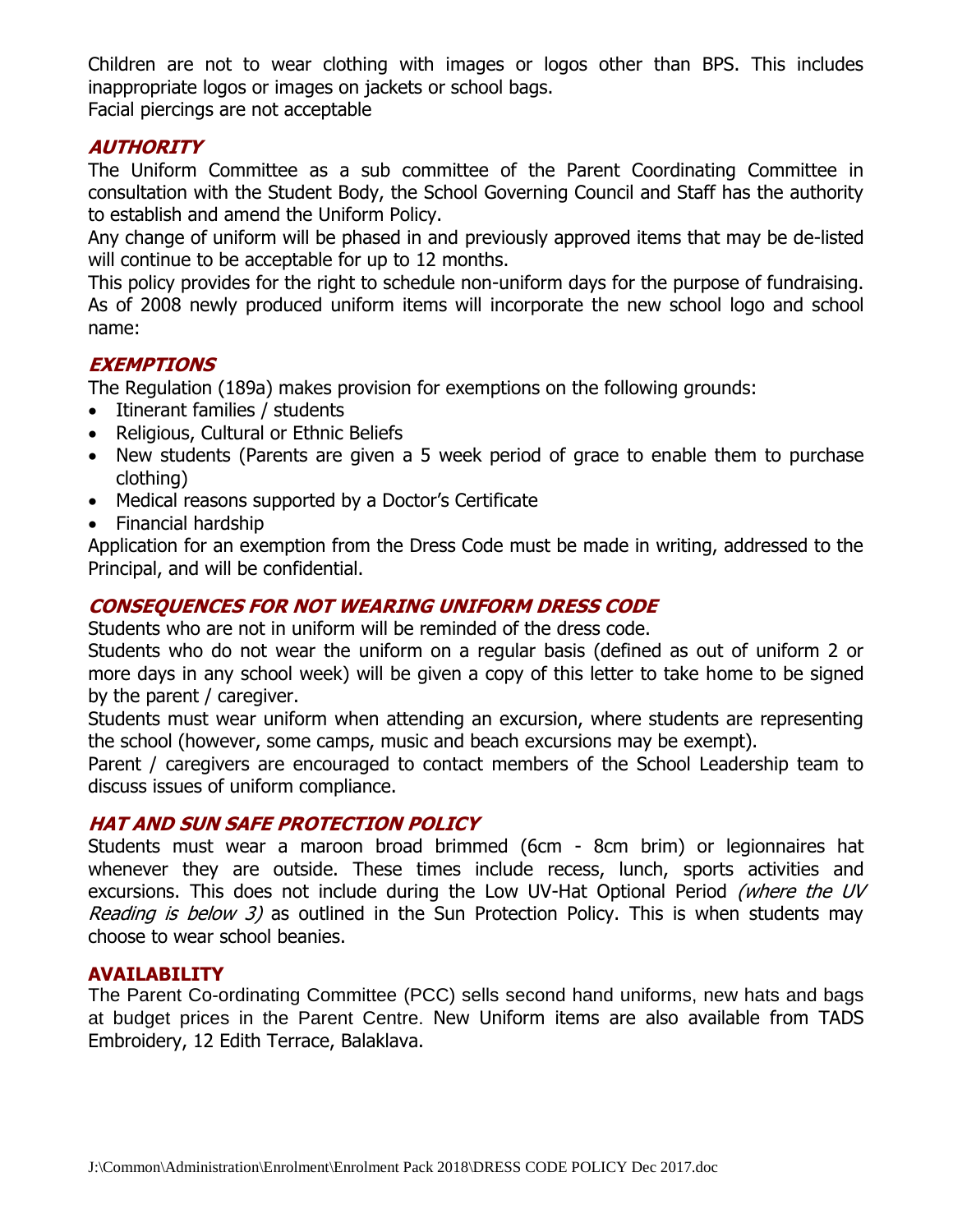Children are not to wear clothing with images or logos other than BPS. This includes inappropriate logos or images on jackets or school bags.
Facial piercings are not acceptable

## *AUTHORITY*

The Uniform Committee as a sub committee of the Parent Coordinating Committee in consultation with the Student Body, the School Governing Council and Staff has the authority to establish and amend the Uniform Policy.

Any change of uniform will be phased in and previously approved items that may be de-listed will continue to be acceptable for up to 12 months.

This policy provides for the right to schedule non-uniform days for the purpose of fundraising. As of 2008 newly produced uniform items will incorporate the new school logo and school name:

## *EXEMPTIONS*

The Regulation (189a) makes provision for exemptions on the following grounds:

- Itinerant families / students
- Religious, Cultural or Ethnic Beliefs
- New students (Parents are given a 5 week period of grace to enable them to purchase clothing)
- Medical reasons supported by a Doctor's Certificate
- Financial hardship

Application for an exemption from the Dress Code must be made in writing, addressed to the Principal, and will be confidential.

## *CONSEQUENCES FOR NOT WEARING UNIFORM DRESS CODE*

Students who are not in uniform will be reminded of the dress code.

Students who do not wear the uniform on a regular basis (defined as out of uniform 2 or more days in any school week) will be given a copy of this letter to take home to be signed by the parent / caregiver.

Students must wear uniform when attending an excursion, where students are representing the school (however, some camps, music and beach excursions may be exempt).

Parent / caregivers are encouraged to contact members of the School Leadership team to discuss issues of uniform compliance.

## *HAT AND SUN SAFE PROTECTION POLICY*

Students must wear a maroon broad brimmed (6cm - 8cm brim) or legionnaires hat whenever they are outside. These times include recess, lunch, sports activities and excursions. This does not include during the Low UV-Hat Optional Period *(where the UV Reading is below 3)* as outlined in the Sun Protection Policy. This is when students may choose to wear school beanies.

## AVAILABILITY

The Parent Co-ordinating Committee (PCC) sells second hand uniforms, new hats and bags at budget prices in the Parent Centre. New Uniform items are also available from TADS Embroidery, 12 Edith Terrace, Balaklava.

J:\Common\Administration\Enrolment\Enrolment Pack 2018\DRESS CODE POLICY Dec 2017.doc